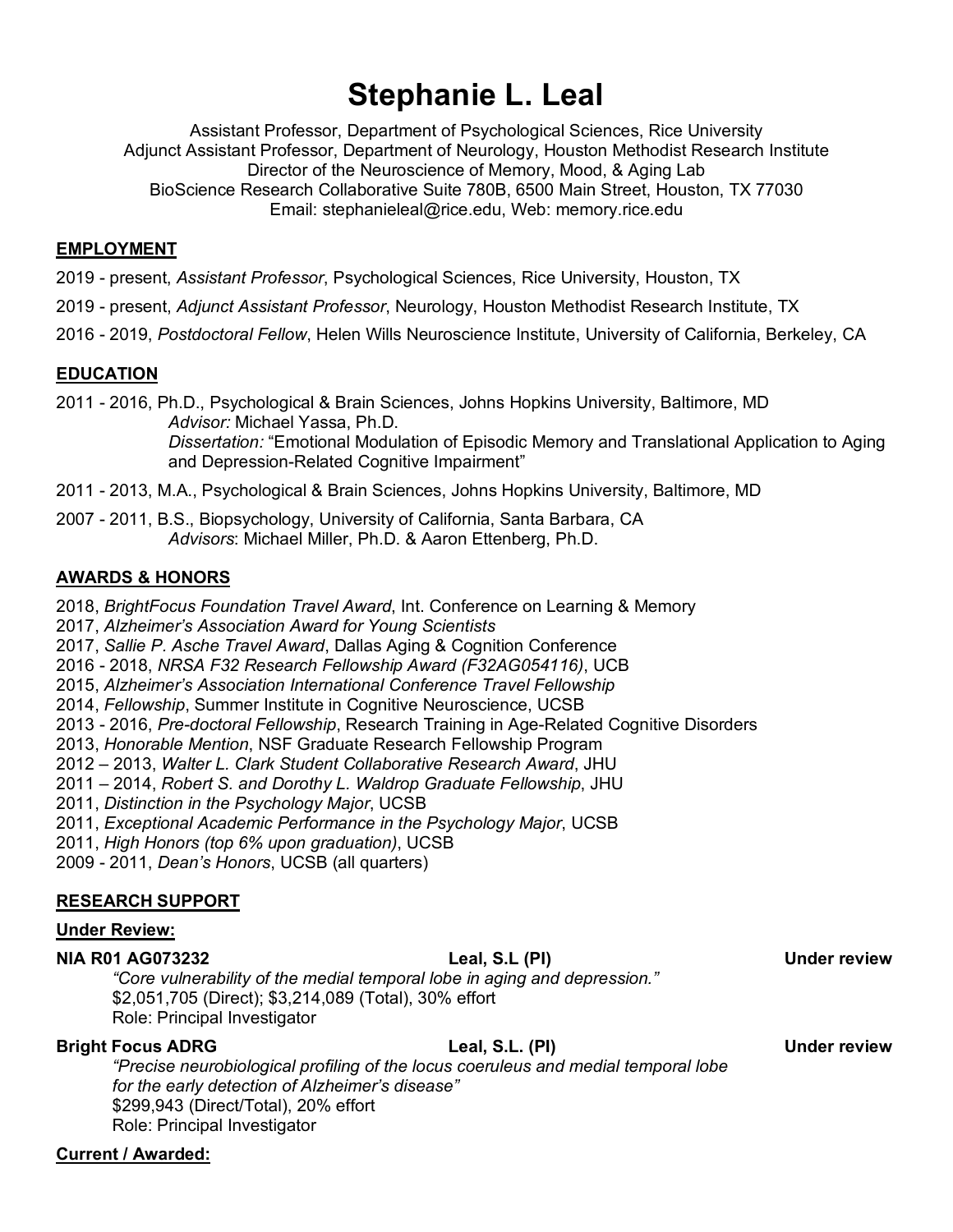# Stephanie L. Leal

Assistant Professor, Department of Psychological Sciences, Rice University
Adjunct Assistant Professor, Department of Neurology, Houston Methodist Research Institute
Director of the Neuroscience of Memory, Mood, & Aging Lab
BioScience Research Collaborative Suite 780B, 6500 Main Street, Houston, TX 77030
Email: stephanieleal@rice.edu, Web: memory.rice.edu

## EMPLOYMENT

2019 - present, *Assistant Professor*, Psychological Sciences, Rice University, Houston, TX

2019 - present, *Adjunct Assistant Professor*, Neurology, Houston Methodist Research Institute, TX

2016 - 2019, *Postdoctoral Fellow*, Helen Wills Neuroscience Institute, University of California, Berkeley, CA

## EDUCATION

2011 - 2016, Ph.D., Psychological & Brain Sciences, Johns Hopkins University, Baltimore, MD
*Advisor:* Michael Yassa, Ph.D.
*Dissertation:* "Emotional Modulation of Episodic Memory and Translational Application to Aging and Depression-Related Cognitive Impairment"

2011 - 2013, M.A., Psychological & Brain Sciences, Johns Hopkins University, Baltimore, MD

2007 - 2011, B.S., Biopsychology, University of California, Santa Barbara, CA
*Advisors*: Michael Miller, Ph.D. & Aaron Ettenberg, Ph.D.

## AWARDS & HONORS

2018, *BrightFocus Foundation Travel Award*, Int. Conference on Learning & Memory
2017, *Alzheimer's Association Award for Young Scientists*
2017, *Sallie P. Asche Travel Award*, Dallas Aging & Cognition Conference
2016 - 2018, *NRSA F32 Research Fellowship Award (F32AG054116)*, UCB
2015, *Alzheimer's Association International Conference Travel Fellowship*
2014, *Fellowship*, Summer Institute in Cognitive Neuroscience, UCSB
2013 - 2016, *Pre-doctoral Fellowship*, Research Training in Age-Related Cognitive Disorders
2013, *Honorable Mention*, NSF Graduate Research Fellowship Program
2012 – 2013, *Walter L. Clark Student Collaborative Research Award*, JHU
2011 – 2014, *Robert S. and Dorothy L. Waldrop Graduate Fellowship*, JHU
2011, *Distinction in the Psychology Major*, UCSB
2011, *Exceptional Academic Performance in the Psychology Major*, UCSB
2011, *High Honors (top 6% upon graduation)*, UCSB
2009 - 2011, *Dean's Honors*, UCSB (all quarters)

## RESEARCH SUPPORT

### Under Review:

**NIA R01 AG073232** — **Leal, S.L (PI)** — **Under review**
*"Core vulnerability of the medial temporal lobe in aging and depression."*
$2,051,705 (Direct); $3,214,089 (Total), 30% effort
Role: Principal Investigator

**Bright Focus ADRG** — **Leal, S.L. (PI)** — **Under review**
*"Precise neurobiological profiling of the locus coeruleus and medial temporal lobe for the early detection of Alzheimer's disease"*
$299,943 (Direct/Total), 20% effort
Role: Principal Investigator

### Current / Awarded: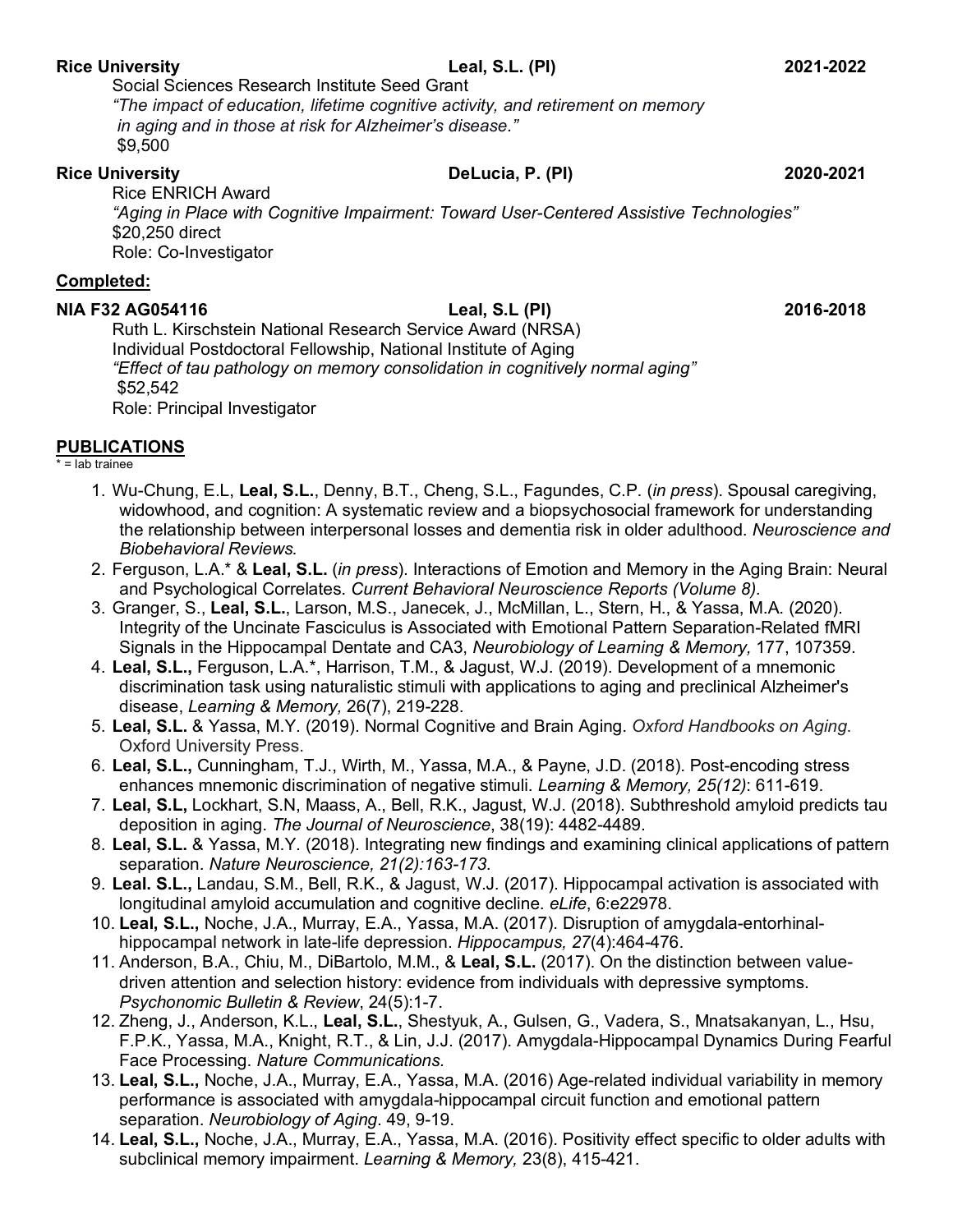**Rice University** **Leal, S.L. (PI)** **2021-2022**
Social Sciences Research Institute Seed Grant
*"The impact of education, lifetime cognitive activity, and retirement on memory in aging and in those at risk for Alzheimer's disease."*
$9,500

**Rice University** **DeLucia, P. (PI)** **2020-2021**
Rice ENRICH Award
*"Aging in Place with Cognitive Impairment: Toward User-Centered Assistive Technologies"*
$20,250 direct
Role: Co-Investigator

**Completed:**

**NIA F32 AG054116** **Leal, S.L (PI)** **2016-2018**
Ruth L. Kirschstein National Research Service Award (NRSA)
Individual Postdoctoral Fellowship, National Institute of Aging
*"Effect of tau pathology on memory consolidation in cognitively normal aging"*
$52,542
Role: Principal Investigator

## PUBLICATIONS

\* = lab trainee

1. Wu-Chung, E.L, **Leal, S.L.**, Denny, B.T., Cheng, S.L., Fagundes, C.P. (*in press*). Spousal caregiving, widowhood, and cognition: A systematic review and a biopsychosocial framework for understanding the relationship between interpersonal losses and dementia risk in older adulthood. *Neuroscience and Biobehavioral Reviews.*
2. Ferguson, L.A.* & **Leal, S.L.** (*in press*). Interactions of Emotion and Memory in the Aging Brain: Neural and Psychological Correlates. *Current Behavioral Neuroscience Reports (Volume 8).*
3. Granger, S., **Leal, S.L.**, Larson, M.S., Janecek, J., McMillan, L., Stern, H., & Yassa, M.A. (2020). Integrity of the Uncinate Fasciculus is Associated with Emotional Pattern Separation-Related fMRI Signals in the Hippocampal Dentate and CA3, *Neurobiology of Learning & Memory,* 177, 107359.
4. **Leal, S.L.,** Ferguson, L.A.*, Harrison, T.M., & Jagust, W.J. (2019). Development of a mnemonic discrimination task using naturalistic stimuli with applications to aging and preclinical Alzheimer's disease, *Learning & Memory,* 26(7), 219-228.
5. **Leal, S.L.** & Yassa, M.Y. (2019). Normal Cognitive and Brain Aging. *Oxford Handbooks on Aging.* Oxford University Press.
6. **Leal, S.L.,** Cunningham, T.J., Wirth, M., Yassa, M.A., & Payne, J.D. (2018). Post-encoding stress enhances mnemonic discrimination of negative stimuli. *Learning & Memory, 25(12)*: 611-619.
7. **Leal, S.L,** Lockhart, S.N, Maass, A., Bell, R.K., Jagust, W.J. (2018). Subthreshold amyloid predicts tau deposition in aging. *The Journal of Neuroscience*, 38(19): 4482-4489.
8. **Leal, S.L.** & Yassa, M.Y. (2018). Integrating new findings and examining clinical applications of pattern separation. *Nature Neuroscience, 21(2):163-173.*
9. **Leal. S.L.,** Landau, S.M., Bell, R.K., & Jagust, W.J. (2017). Hippocampal activation is associated with longitudinal amyloid accumulation and cognitive decline. *eLife*, 6:e22978.
10. **Leal, S.L.,** Noche, J.A., Murray, E.A., Yassa, M.A. (2017). Disruption of amygdala-entorhinal-hippocampal network in late-life depression. *Hippocampus, 27*(4):464-476.
11. Anderson, B.A., Chiu, M., DiBartolo, M.M., & **Leal, S.L.** (2017). On the distinction between value-driven attention and selection history: evidence from individuals with depressive symptoms. *Psychonomic Bulletin & Review*, 24(5):1-7.
12. Zheng, J., Anderson, K.L., **Leal, S.L.**, Shestyuk, A., Gulsen, G., Vadera, S., Mnatsakanyan, L., Hsu, F.P.K., Yassa, M.A., Knight, R.T., & Lin, J.J. (2017). Amygdala-Hippocampal Dynamics During Fearful Face Processing. *Nature Communications.*
13. **Leal, S.L.,** Noche, J.A., Murray, E.A., Yassa, M.A. (2016) Age-related individual variability in memory performance is associated with amygdala-hippocampal circuit function and emotional pattern separation. *Neurobiology of Aging*. 49, 9-19.
14. **Leal, S.L.,** Noche, J.A., Murray, E.A., Yassa, M.A. (2016). Positivity effect specific to older adults with subclinical memory impairment. *Learning & Memory,* 23(8), 415-421.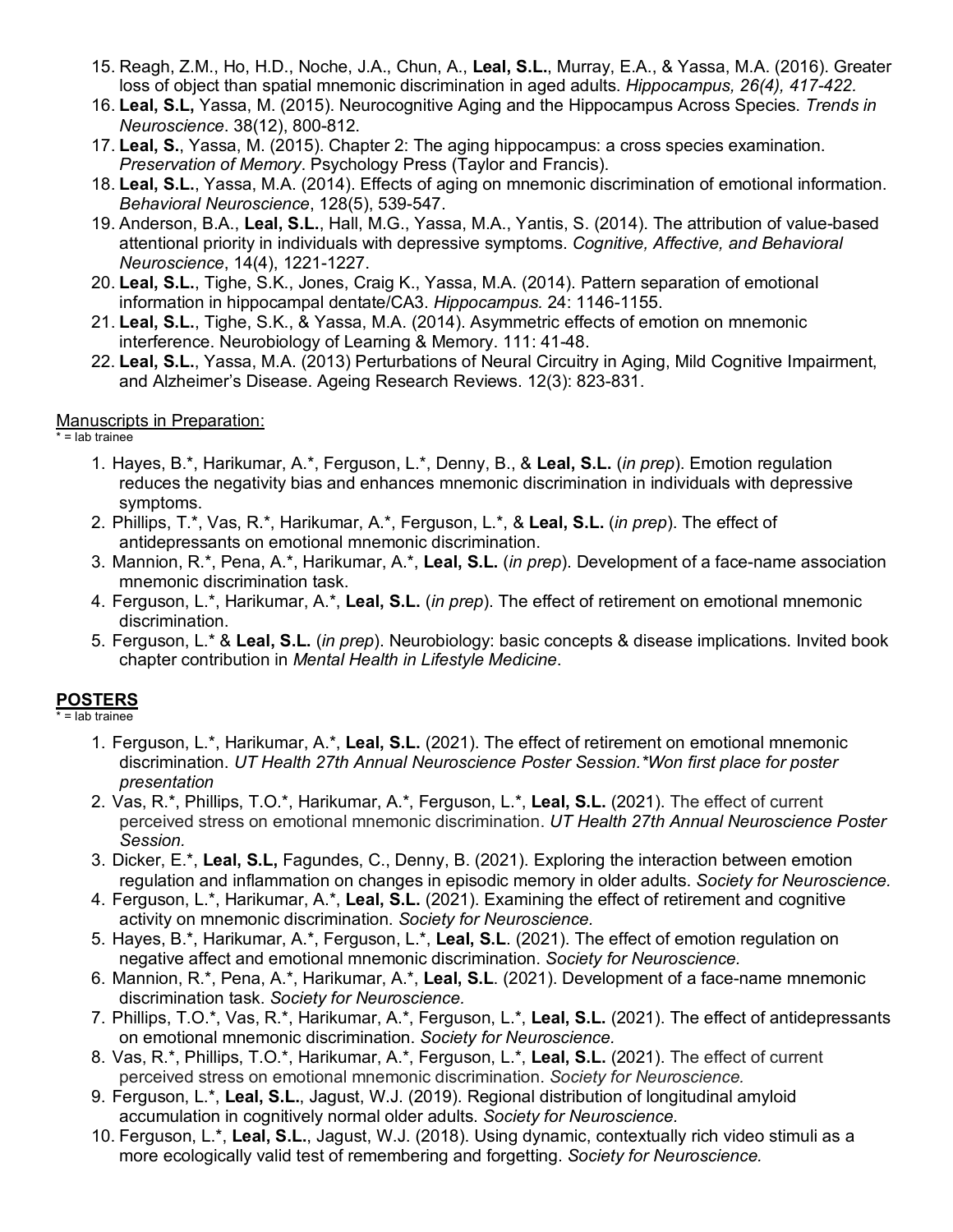15. Reagh, Z.M., Ho, H.D., Noche, J.A., Chun, A., **Leal, S.L.**, Murray, E.A., & Yassa, M.A. (2016). Greater loss of object than spatial mnemonic discrimination in aged adults. *Hippocampus, 26(4), 417-422.*
16. **Leal, S.L,** Yassa, M. (2015). Neurocognitive Aging and the Hippocampus Across Species. *Trends in Neuroscience*. 38(12), 800-812.
17. **Leal, S.**, Yassa, M. (2015). Chapter 2: The aging hippocampus: a cross species examination. *Preservation of Memory*. Psychology Press (Taylor and Francis).
18. **Leal, S.L.**, Yassa, M.A. (2014). Effects of aging on mnemonic discrimination of emotional information. *Behavioral Neuroscience*, 128(5), 539-547.
19. Anderson, B.A., **Leal, S.L.**, Hall, M.G., Yassa, M.A., Yantis, S. (2014). The attribution of value-based attentional priority in individuals with depressive symptoms. *Cognitive, Affective, and Behavioral Neuroscience*, 14(4), 1221-1227.
20. **Leal, S.L.**, Tighe, S.K., Jones, Craig K., Yassa, M.A. (2014). Pattern separation of emotional information in hippocampal dentate/CA3. *Hippocampus.* 24: 1146-1155.
21. **Leal, S.L.**, Tighe, S.K., & Yassa, M.A. (2014). Asymmetric effects of emotion on mnemonic interference. Neurobiology of Learning & Memory. 111: 41-48.
22. **Leal, S.L.**, Yassa, M.A. (2013) Perturbations of Neural Circuitry in Aging, Mild Cognitive Impairment, and Alzheimer's Disease. Ageing Research Reviews. 12(3): 823-831.

Manuscripts in Preparation:

* = lab trainee

1. Hayes, B.*, Harikumar, A.*, Ferguson, L.*, Denny, B., & **Leal, S.L.** (*in prep*). Emotion regulation reduces the negativity bias and enhances mnemonic discrimination in individuals with depressive symptoms.
2. Phillips, T.*, Vas, R.*, Harikumar, A.*, Ferguson, L.*, & **Leal, S.L.** (*in prep*). The effect of antidepressants on emotional mnemonic discrimination.
3. Mannion, R.*, Pena, A.*, Harikumar, A.*, **Leal, S.L.** (*in prep*). Development of a face-name association mnemonic discrimination task.
4. Ferguson, L.*, Harikumar, A.*, **Leal, S.L.** (*in prep*). The effect of retirement on emotional mnemonic discrimination.
5. Ferguson, L.* & **Leal, S.L.** (*in prep*). Neurobiology: basic concepts & disease implications. Invited book chapter contribution in *Mental Health in Lifestyle Medicine*.

## POSTERS

* = lab trainee

1. Ferguson, L.*, Harikumar, A.*, **Leal, S.L.** (2021). The effect of retirement on emotional mnemonic discrimination. *UT Health 27th Annual Neuroscience Poster Session.*Won first place for poster presentation*
2. Vas, R.*, Phillips, T.O.*, Harikumar, A.*, Ferguson, L.*, **Leal, S.L.** (2021). The effect of current perceived stress on emotional mnemonic discrimination. *UT Health 27th Annual Neuroscience Poster Session.*
3. Dicker, E.*, **Leal, S.L,** Fagundes, C., Denny, B. (2021). Exploring the interaction between emotion regulation and inflammation on changes in episodic memory in older adults. *Society for Neuroscience.*
4. Ferguson, L.*, Harikumar, A.*, **Leal, S.L.** (2021). Examining the effect of retirement and cognitive activity on mnemonic discrimination. *Society for Neuroscience.*
5. Hayes, B.*, Harikumar, A.*, Ferguson, L.*, **Leal, S.L**. (2021). The effect of emotion regulation on negative affect and emotional mnemonic discrimination. *Society for Neuroscience.*
6. Mannion, R.*, Pena, A.*, Harikumar, A.*, **Leal, S.L**. (2021). Development of a face-name mnemonic discrimination task. *Society for Neuroscience.*
7. Phillips, T.O.*, Vas, R.*, Harikumar, A.*, Ferguson, L.*, **Leal, S.L.** (2021). The effect of antidepressants on emotional mnemonic discrimination. *Society for Neuroscience.*
8. Vas, R.*, Phillips, T.O.*, Harikumar, A.*, Ferguson, L.*, **Leal, S.L.** (2021). The effect of current perceived stress on emotional mnemonic discrimination. *Society for Neuroscience.*
9. Ferguson, L.*, **Leal, S.L.**, Jagust, W.J. (2019). Regional distribution of longitudinal amyloid accumulation in cognitively normal older adults. *Society for Neuroscience.*
10. Ferguson, L.*, **Leal, S.L.**, Jagust, W.J. (2018). Using dynamic, contextually rich video stimuli as a more ecologically valid test of remembering and forgetting. *Society for Neuroscience.*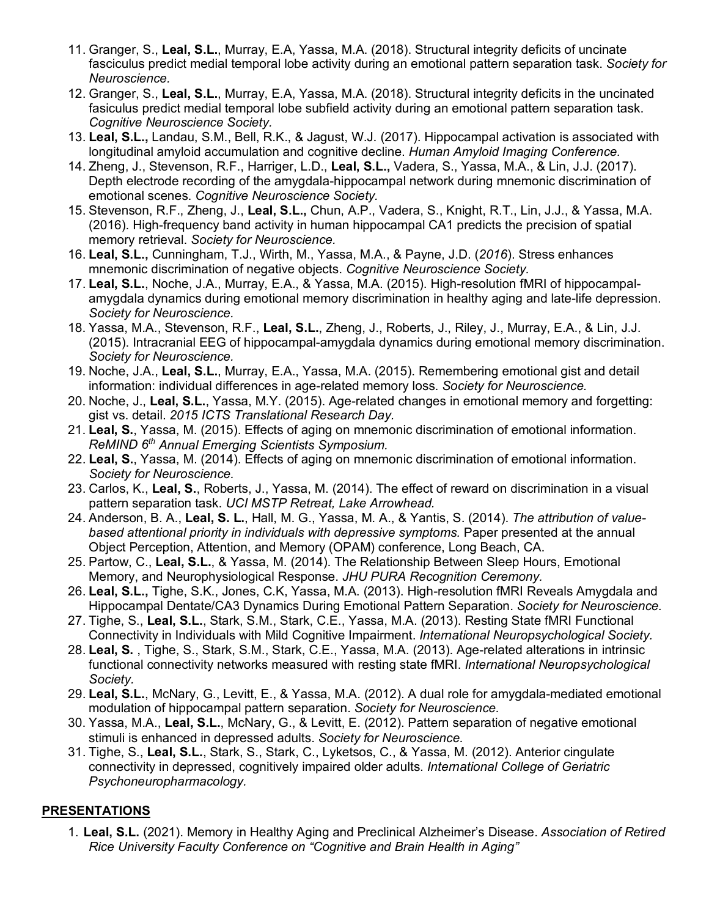11. Granger, S., **Leal, S.L.**, Murray, E.A, Yassa, M.A. (2018). Structural integrity deficits of uncinate fasciculus predict medial temporal lobe activity during an emotional pattern separation task. *Society for Neuroscience.*
12. Granger, S., **Leal, S.L.**, Murray, E.A, Yassa, M.A. (2018). Structural integrity deficits in the uncinated fasiculus predict medial temporal lobe subfield activity during an emotional pattern separation task. *Cognitive Neuroscience Society.*
13. **Leal, S.L.,** Landau, S.M., Bell, R.K., & Jagust, W.J. (2017). Hippocampal activation is associated with longitudinal amyloid accumulation and cognitive decline. *Human Amyloid Imaging Conference.*
14. Zheng, J., Stevenson, R.F., Harriger, L.D., **Leal, S.L.,** Vadera, S., Yassa, M.A., & Lin, J.J. (2017). Depth electrode recording of the amygdala-hippocampal network during mnemonic discrimination of emotional scenes. *Cognitive Neuroscience Society.*
15. Stevenson, R.F., Zheng, J., **Leal, S.L.,** Chun, A.P., Vadera, S., Knight, R.T., Lin, J.J., & Yassa, M.A. (2016). High-frequency band activity in human hippocampal CA1 predicts the precision of spatial memory retrieval. *Society for Neuroscience.*
16. **Leal, S.L.,** Cunningham, T.J., Wirth, M., Yassa, M.A., & Payne, J.D. (*2016*). Stress enhances mnemonic discrimination of negative objects. *Cognitive Neuroscience Society.*
17. **Leal, S.L.**, Noche, J.A., Murray, E.A., & Yassa, M.A. (2015). High-resolution fMRI of hippocampal-amygdala dynamics during emotional memory discrimination in healthy aging and late-life depression. *Society for Neuroscience.*
18. Yassa, M.A., Stevenson, R.F., **Leal, S.L.**, Zheng, J., Roberts, J., Riley, J., Murray, E.A., & Lin, J.J. (2015). Intracranial EEG of hippocampal-amygdala dynamics during emotional memory discrimination. *Society for Neuroscience.*
19. Noche, J.A., **Leal, S.L.**, Murray, E.A., Yassa, M.A. (2015). Remembering emotional gist and detail information: individual differences in age-related memory loss. *Society for Neuroscience.*
20. Noche, J., **Leal, S.L.**, Yassa, M.Y. (2015). Age-related changes in emotional memory and forgetting: gist vs. detail. *2015 ICTS Translational Research Day.*
21. **Leal, S.**, Yassa, M. (2015). Effects of aging on mnemonic discrimination of emotional information. *ReMIND 6th Annual Emerging Scientists Symposium.*
22. **Leal, S.**, Yassa, M. (2014). Effects of aging on mnemonic discrimination of emotional information. *Society for Neuroscience.*
23. Carlos, K., **Leal, S.**, Roberts, J., Yassa, M. (2014). The effect of reward on discrimination in a visual pattern separation task. *UCI MSTP Retreat, Lake Arrowhead.*
24. Anderson, B. A., **Leal, S. L.**, Hall, M. G., Yassa, M. A., & Yantis, S. (2014). *The attribution of value-based attentional priority in individuals with depressive symptoms.* Paper presented at the annual Object Perception, Attention, and Memory (OPAM) conference, Long Beach, CA.
25. Partow, C., **Leal, S.L.**, & Yassa, M. (2014). The Relationship Between Sleep Hours, Emotional Memory, and Neurophysiological Response. *JHU PURA Recognition Ceremony.*
26. **Leal, S.L.,** Tighe, S.K., Jones, C.K, Yassa, M.A. (2013). High-resolution fMRI Reveals Amygdala and Hippocampal Dentate/CA3 Dynamics During Emotional Pattern Separation. *Society for Neuroscience.*
27. Tighe, S., **Leal, S.L.**, Stark, S.M., Stark, C.E., Yassa, M.A. (2013). Resting State fMRI Functional Connectivity in Individuals with Mild Cognitive Impairment. *International Neuropsychological Society.*
28. **Leal, S.** , Tighe, S., Stark, S.M., Stark, C.E., Yassa, M.A. (2013). Age-related alterations in intrinsic functional connectivity networks measured with resting state fMRI. *International Neuropsychological Society.*
29. **Leal, S.L.**, McNary, G., Levitt, E., & Yassa, M.A. (2012). A dual role for amygdala-mediated emotional modulation of hippocampal pattern separation. *Society for Neuroscience.*
30. Yassa, M.A., **Leal, S.L.**, McNary, G., & Levitt, E. (2012). Pattern separation of negative emotional stimuli is enhanced in depressed adults. *Society for Neuroscience.*
31. Tighe, S., **Leal, S.L.**, Stark, S., Stark, C., Lyketsos, C., & Yassa, M. (2012). Anterior cingulate connectivity in depressed, cognitively impaired older adults. *International College of Geriatric Psychoneuropharmacology.*

## PRESENTATIONS

1. **Leal, S.L.** (2021). Memory in Healthy Aging and Preclinical Alzheimer's Disease. *Association of Retired Rice University Faculty Conference on "Cognitive and Brain Health in Aging"*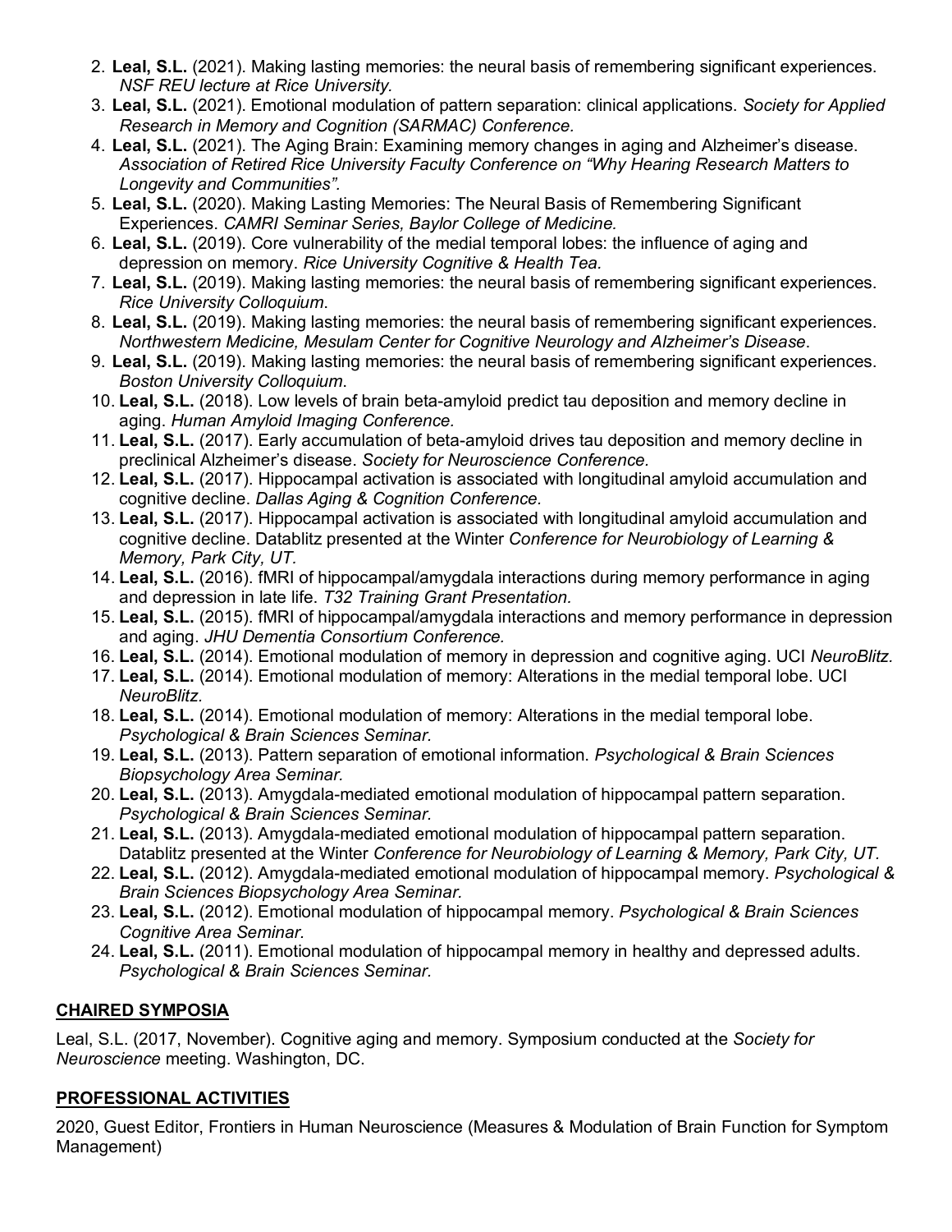2. **Leal, S.L.** (2021). Making lasting memories: the neural basis of remembering significant experiences. *NSF REU lecture at Rice University.*
3. **Leal, S.L.** (2021). Emotional modulation of pattern separation: clinical applications. *Society for Applied Research in Memory and Cognition (SARMAC) Conference.*
4. **Leal, S.L.** (2021). The Aging Brain: Examining memory changes in aging and Alzheimer's disease. *Association of Retired Rice University Faculty Conference on "Why Hearing Research Matters to Longevity and Communities".*
5. **Leal, S.L.** (2020). Making Lasting Memories: The Neural Basis of Remembering Significant Experiences. *CAMRI Seminar Series, Baylor College of Medicine.*
6. **Leal, S.L.** (2019). Core vulnerability of the medial temporal lobes: the influence of aging and depression on memory. *Rice University Cognitive & Health Tea.*
7. **Leal, S.L.** (2019). Making lasting memories: the neural basis of remembering significant experiences. *Rice University Colloquium*.
8. **Leal, S.L.** (2019). Making lasting memories: the neural basis of remembering significant experiences. *Northwestern Medicine, Mesulam Center for Cognitive Neurology and Alzheimer's Disease*.
9. **Leal, S.L.** (2019). Making lasting memories: the neural basis of remembering significant experiences. *Boston University Colloquium*.
10. **Leal, S.L.** (2018). Low levels of brain beta-amyloid predict tau deposition and memory decline in aging. *Human Amyloid Imaging Conference.*
11. **Leal, S.L.** (2017). Early accumulation of beta-amyloid drives tau deposition and memory decline in preclinical Alzheimer's disease. *Society for Neuroscience Conference.*
12. **Leal, S.L.** (2017). Hippocampal activation is associated with longitudinal amyloid accumulation and cognitive decline. *Dallas Aging & Cognition Conference.*
13. **Leal, S.L.** (2017). Hippocampal activation is associated with longitudinal amyloid accumulation and cognitive decline. Datablitz presented at the Winter *Conference for Neurobiology of Learning & Memory, Park City, UT.*
14. **Leal, S.L.** (2016). fMRI of hippocampal/amygdala interactions during memory performance in aging and depression in late life. *T32 Training Grant Presentation.*
15. **Leal, S.L.** (2015). fMRI of hippocampal/amygdala interactions and memory performance in depression and aging. *JHU Dementia Consortium Conference.*
16. **Leal, S.L.** (2014). Emotional modulation of memory in depression and cognitive aging. UCI *NeuroBlitz.*
17. **Leal, S.L.** (2014). Emotional modulation of memory: Alterations in the medial temporal lobe. UCI *NeuroBlitz.*
18. **Leal, S.L.** (2014). Emotional modulation of memory: Alterations in the medial temporal lobe. *Psychological & Brain Sciences Seminar*.
19. **Leal, S.L.** (2013). Pattern separation of emotional information. *Psychological & Brain Sciences Biopsychology Area Seminar.*
20. **Leal, S.L.** (2013). Amygdala-mediated emotional modulation of hippocampal pattern separation. *Psychological & Brain Sciences Seminar*.
21. **Leal, S.L.** (2013). Amygdala-mediated emotional modulation of hippocampal pattern separation. Datablitz presented at the Winter *Conference for Neurobiology of Learning & Memory, Park City, UT*.
22. **Leal, S.L.** (2012). Amygdala-mediated emotional modulation of hippocampal memory. *Psychological & Brain Sciences Biopsychology Area Seminar.*
23. **Leal, S.L.** (2012). Emotional modulation of hippocampal memory. *Psychological & Brain Sciences Cognitive Area Seminar*.
24. **Leal, S.L.** (2011). Emotional modulation of hippocampal memory in healthy and depressed adults. *Psychological & Brain Sciences Seminar.*

## CHAIRED SYMPOSIA

Leal, S.L. (2017, November). Cognitive aging and memory. Symposium conducted at the *Society for Neuroscience* meeting. Washington, DC.

## PROFESSIONAL ACTIVITIES

2020, Guest Editor, Frontiers in Human Neuroscience (Measures & Modulation of Brain Function for Symptom Management)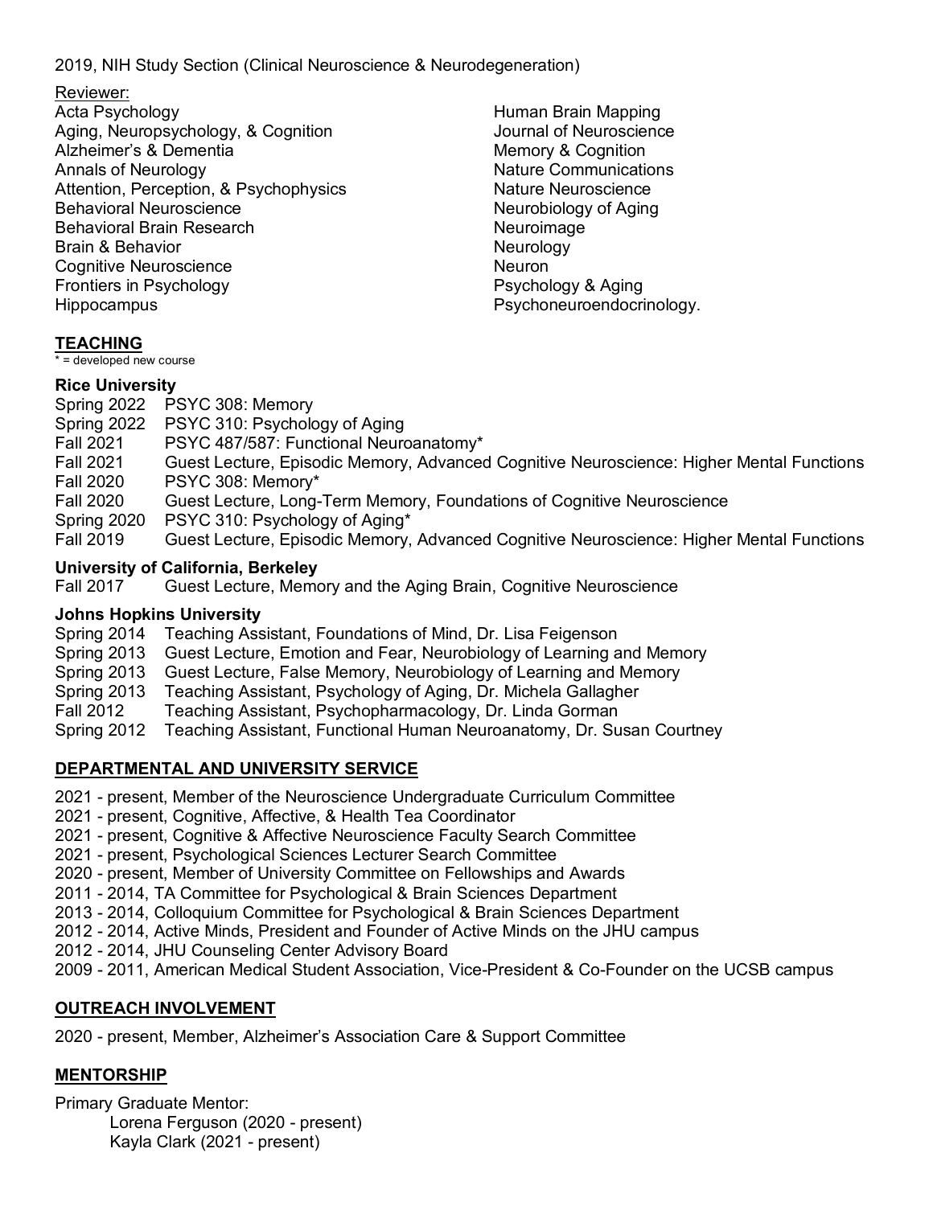2019, NIH Study Section (Clinical Neuroscience & Neurodegeneration)

Reviewer:

Acta Psychology
Aging, Neuropsychology, & Cognition
Alzheimer's & Dementia
Annals of Neurology
Attention, Perception, & Psychophysics
Behavioral Neuroscience
Behavioral Brain Research
Brain & Behavior
Cognitive Neuroscience
Frontiers in Psychology
Hippocampus
Human Brain Mapping
Journal of Neuroscience
Memory & Cognition
Nature Communications
Nature Neuroscience
Neurobiology of Aging
Neuroimage
Neurology
Neuron
Psychology & Aging
Psychoneuroendocrinology.

## TEACHING

* = developed new course

### Rice University

Spring 2022 PSYC 308: Memory
Spring 2022 PSYC 310: Psychology of Aging
Fall 2021 PSYC 487/587: Functional Neuroanatomy*
Fall 2021 Guest Lecture, Episodic Memory, Advanced Cognitive Neuroscience: Higher Mental Functions
Fall 2020 PSYC 308: Memory*
Fall 2020 Guest Lecture, Long-Term Memory, Foundations of Cognitive Neuroscience
Spring 2020 PSYC 310: Psychology of Aging*
Fall 2019 Guest Lecture, Episodic Memory, Advanced Cognitive Neuroscience: Higher Mental Functions

### University of California, Berkeley

Fall 2017 Guest Lecture, Memory and the Aging Brain, Cognitive Neuroscience

### Johns Hopkins University

Spring 2014 Teaching Assistant, Foundations of Mind, Dr. Lisa Feigenson
Spring 2013 Guest Lecture, Emotion and Fear, Neurobiology of Learning and Memory
Spring 2013 Guest Lecture, False Memory, Neurobiology of Learning and Memory
Spring 2013 Teaching Assistant, Psychology of Aging, Dr. Michela Gallagher
Fall 2012 Teaching Assistant, Psychopharmacology, Dr. Linda Gorman
Spring 2012 Teaching Assistant, Functional Human Neuroanatomy, Dr. Susan Courtney

## DEPARTMENTAL AND UNIVERSITY SERVICE

2021 - present, Member of the Neuroscience Undergraduate Curriculum Committee
2021 - present, Cognitive, Affective, & Health Tea Coordinator
2021 - present, Cognitive & Affective Neuroscience Faculty Search Committee
2021 - present, Psychological Sciences Lecturer Search Committee
2020 - present, Member of University Committee on Fellowships and Awards
2011 - 2014, TA Committee for Psychological & Brain Sciences Department
2013 - 2014, Colloquium Committee for Psychological & Brain Sciences Department
2012 - 2014, Active Minds, President and Founder of Active Minds on the JHU campus
2012 - 2014, JHU Counseling Center Advisory Board
2009 - 2011, American Medical Student Association, Vice-President & Co-Founder on the UCSB campus

## OUTREACH INVOLVEMENT

2020 - present, Member, Alzheimer's Association Care & Support Committee

## MENTORSHIP

Primary Graduate Mentor:

- Lorena Ferguson (2020 - present)
- Kayla Clark (2021 - present)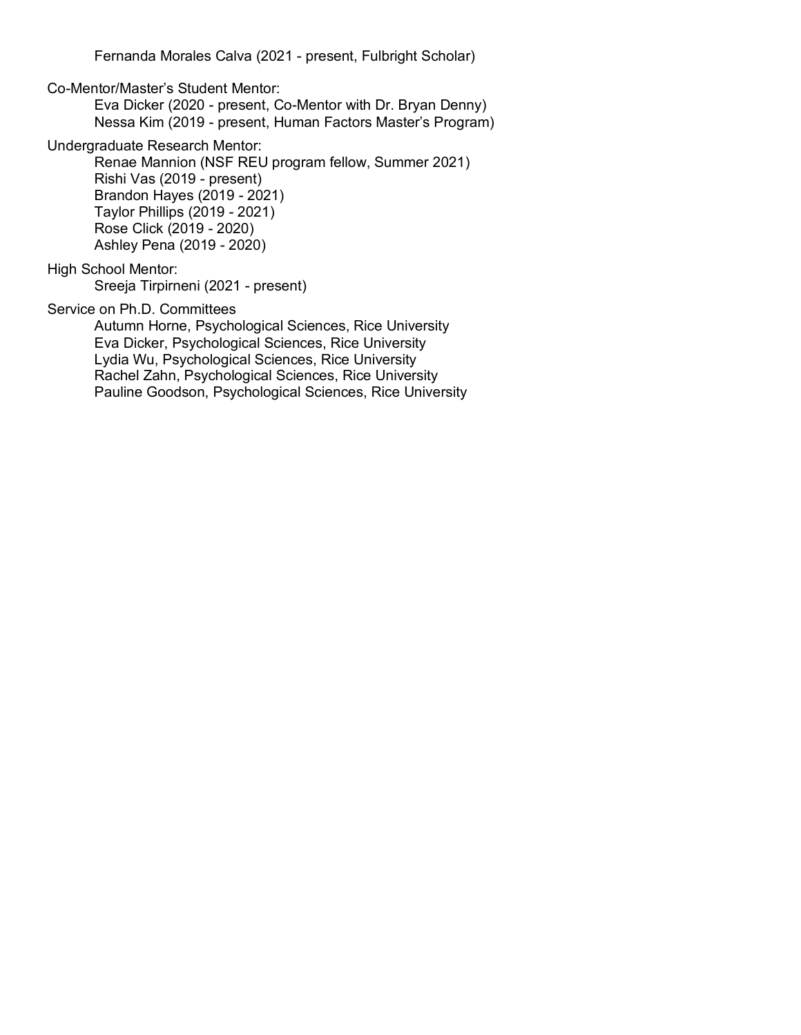Fernanda Morales Calva (2021 - present, Fulbright Scholar)

Co-Mentor/Master's Student Mentor:

Eva Dicker (2020 - present, Co-Mentor with Dr. Bryan Denny)
Nessa Kim (2019 - present, Human Factors Master's Program)

Undergraduate Research Mentor:

Renae Mannion (NSF REU program fellow, Summer 2021)
Rishi Vas (2019 - present)
Brandon Hayes (2019 - 2021)
Taylor Phillips (2019 - 2021)
Rose Click (2019 - 2020)
Ashley Pena (2019 - 2020)

High School Mentor:

Sreeja Tirpirneni (2021 - present)

Service on Ph.D. Committees

Autumn Horne, Psychological Sciences, Rice University
Eva Dicker, Psychological Sciences, Rice University
Lydia Wu, Psychological Sciences, Rice University
Rachel Zahn, Psychological Sciences, Rice University
Pauline Goodson, Psychological Sciences, Rice University